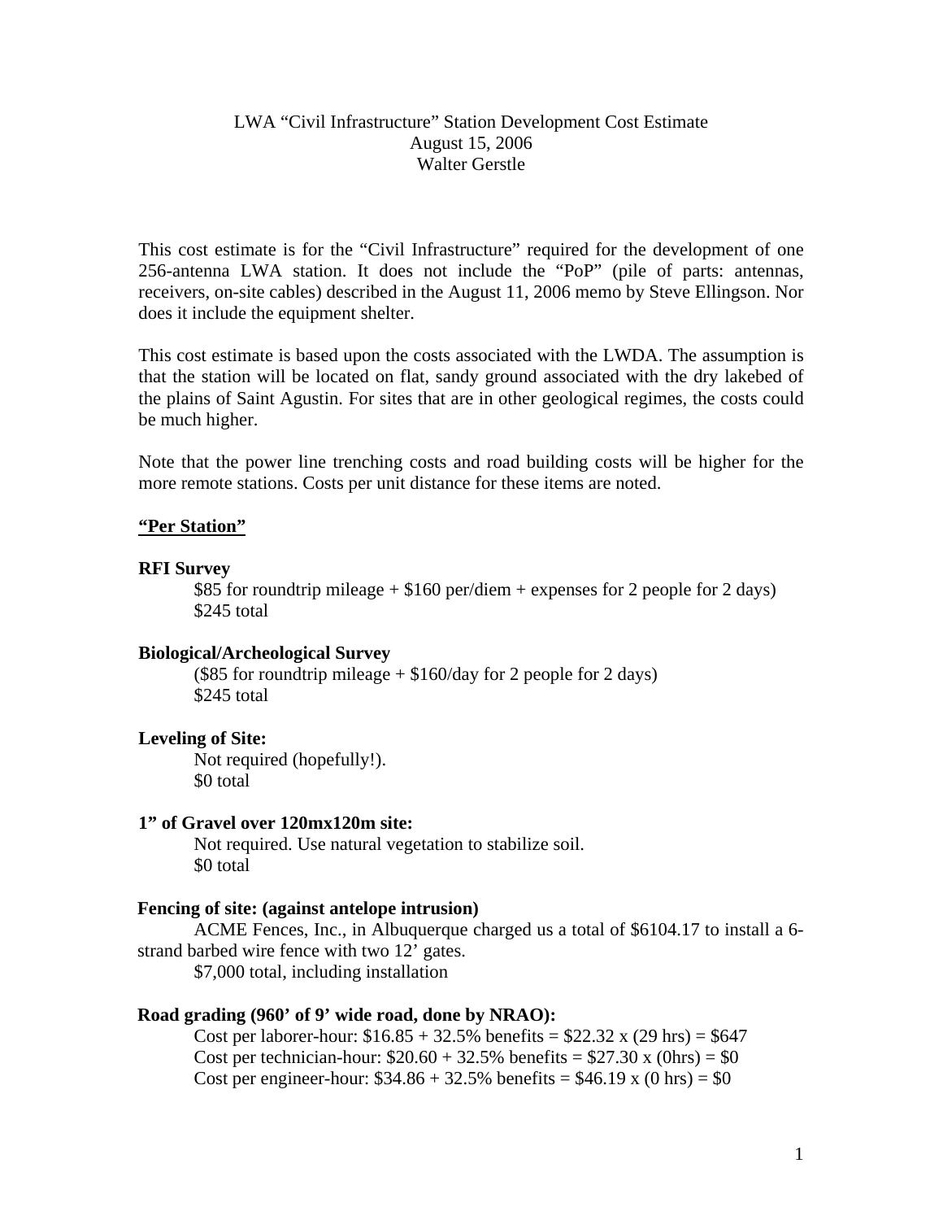LWA "Civil Infrastructure" Station Development Cost Estimate
August 15, 2006
Walter Gerstle

This cost estimate is for the "Civil Infrastructure" required for the development of one 256-antenna LWA station. It does not include the "PoP" (pile of parts: antennas, receivers, on-site cables) described in the August 11, 2006 memo by Steve Ellingson. Nor does it include the equipment shelter.

This cost estimate is based upon the costs associated with the LWDA. The assumption is that the station will be located on flat, sandy ground associated with the dry lakebed of the plains of Saint Agustin. For sites that are in other geological regimes, the costs could be much higher.

Note that the power line trenching costs and road building costs will be higher for the more remote stations. Costs per unit distance for these items are noted.

**"Per Station"**

**RFI Survey**

$85 for roundtrip mileage + $160 per/diem + expenses for 2 people for 2 days)
$245 total

**Biological/Archeological Survey**

($85 for roundtrip mileage + $160/day for 2 people for 2 days)
$245 total

**Leveling of Site:**

Not required (hopefully!).
$0 total

**1" of Gravel over 120mx120m site:**

Not required. Use natural vegetation to stabilize soil.
$0 total

**Fencing of site: (against antelope intrusion)**

ACME Fences, Inc., in Albuquerque charged us a total of $6104.17 to install a 6-strand barbed wire fence with two 12' gates.
$7,000 total, including installation

**Road grading (960' of 9' wide road, done by NRAO):**

Cost per laborer-hour: $16.85 + 32.5% benefits = $22.32 x (29 hrs) = $647
Cost per technician-hour: $20.60 + 32.5% benefits = $27.30 x (0hrs) = $0
Cost per engineer-hour: $34.86 + 32.5% benefits = $46.19 x (0 hrs) = $0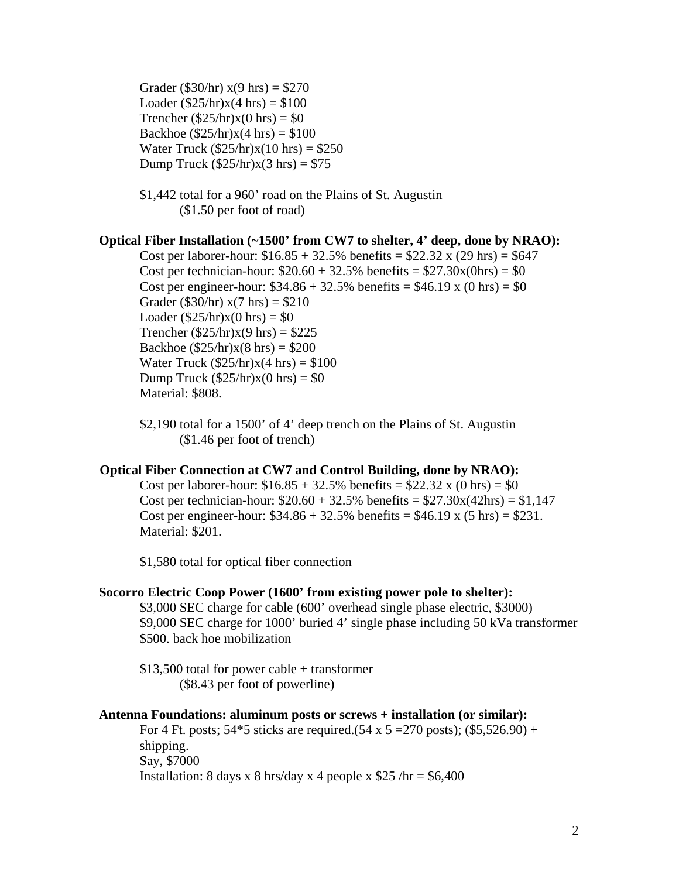Grader (\$30/hr) x(9 hrs) = \$270
Loader (\$25/hr)x(4 hrs) = \$100
Trencher (\$25/hr)x(0 hrs) = \$0
Backhoe (\$25/hr)x(4 hrs) = \$100
Water Truck (\$25/hr)x(10 hrs) = \$250
Dump Truck (\$25/hr)x(3 hrs) = \$75

\$1,442 total for a 960' road on the Plains of St. Augustin
(\$1.50 per foot of road)

**Optical Fiber Installation (~1500' from CW7 to shelter, 4' deep, done by NRAO):**

Cost per laborer-hour: \$16.85 + 32.5% benefits = \$22.32 x (29 hrs) = \$647
Cost per technician-hour: \$20.60 + 32.5% benefits = \$27.30x(0hrs) = \$0
Cost per engineer-hour: \$34.86 + 32.5% benefits = \$46.19 x (0 hrs) = \$0
Grader (\$30/hr) x(7 hrs) = \$210
Loader (\$25/hr)x(0 hrs) = \$0
Trencher (\$25/hr)x(9 hrs) = \$225
Backhoe (\$25/hr)x(8 hrs) = \$200
Water Truck (\$25/hr)x(4 hrs) = \$100
Dump Truck (\$25/hr)x(0 hrs) = \$0
Material: \$808.

\$2,190 total for a 1500' of 4' deep trench on the Plains of St. Augustin
(\$1.46 per foot of trench)

**Optical Fiber Connection at CW7 and Control Building, done by NRAO):**

Cost per laborer-hour: \$16.85 + 32.5% benefits = \$22.32 x (0 hrs) = \$0
Cost per technician-hour: \$20.60 + 32.5% benefits = \$27.30x(42hrs) = \$1,147
Cost per engineer-hour: \$34.86 + 32.5% benefits = \$46.19 x (5 hrs) = \$231.
Material: \$201.

\$1,580 total for optical fiber connection

**Socorro Electric Coop Power (1600' from existing power pole to shelter):**

\$3,000 SEC charge for cable (600' overhead single phase electric, \$3000)
\$9,000 SEC charge for 1000' buried 4' single phase including 50 kVa transformer
\$500. back hoe mobilization

\$13,500 total for power cable + transformer
(\$8.43 per foot of powerline)

**Antenna Foundations: aluminum posts or screws + installation (or similar):**

For 4 Ft. posts; 54*5 sticks are required.(54 x 5 =270 posts); (\$5,526.90) + shipping.
Say, \$7000
Installation: 8 days x 8 hrs/day x 4 people x \$25 /hr = \$6,400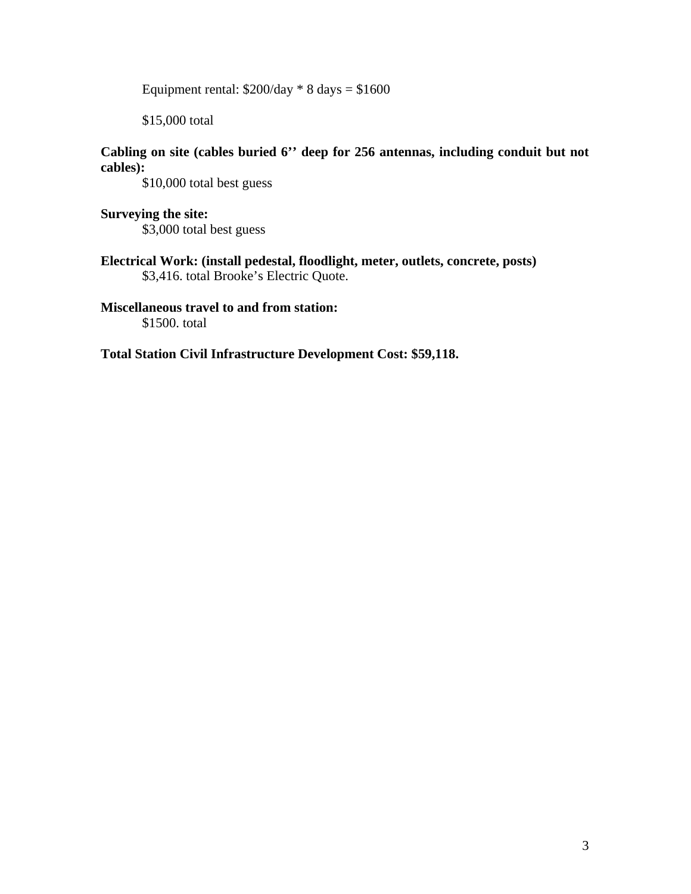Equipment rental: $200/day * 8 days = $1600

$15,000 total

**Cabling on site (cables buried 6'' deep for 256 antennas, including conduit but not cables):**

$10,000 total best guess

**Surveying the site:**

$3,000 total best guess

**Electrical Work: (install pedestal, floodlight, meter, outlets, concrete, posts)**

$3,416. total Brooke's Electric Quote.

**Miscellaneous travel to and from station:**

$1500. total

**Total Station Civil Infrastructure Development Cost: $59,118.**